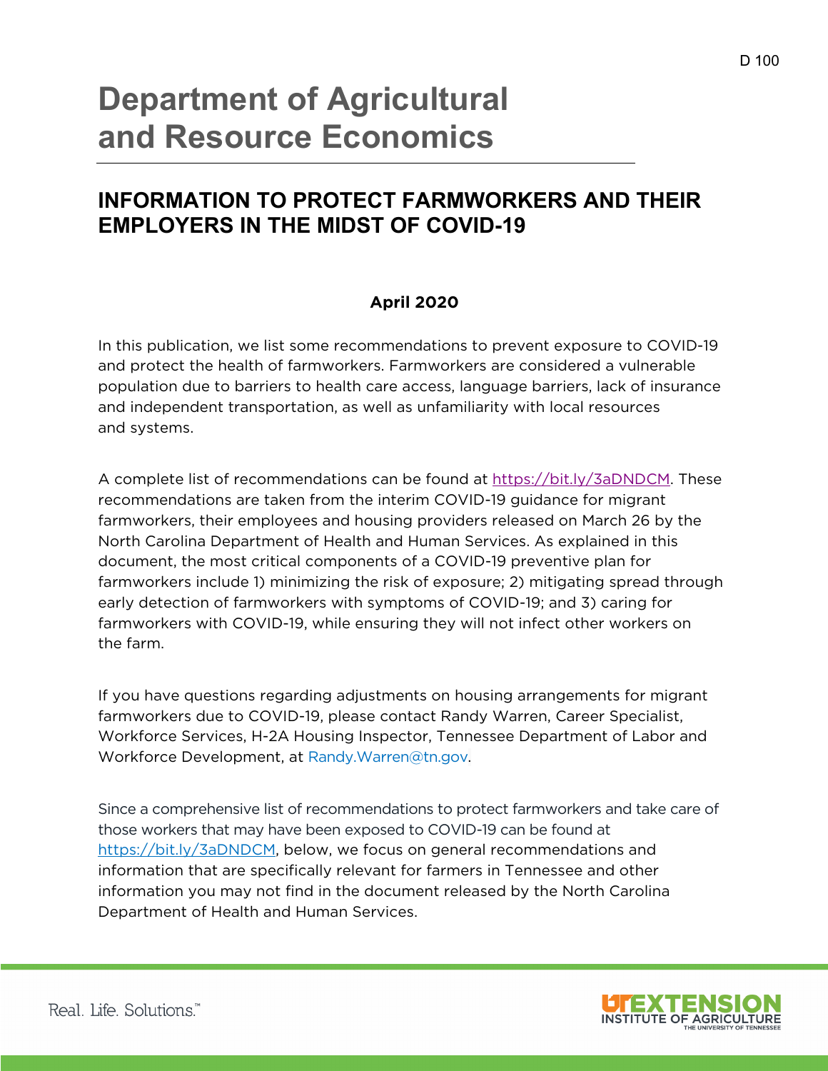# Department of Agricultural and Resource Economics

## INFORMATION TO PROTECT FARMWORKERS AND THEIR EMPLOYERS IN THE MIDST OF COVID-19

**April 2020**

In this publication, we list some recommendations to prevent exposure to COVID-19 and protect the health of farmworkers. Farmworkers are considered a vulnerable population due to barriers to health care access, language barriers, lack of insurance and independent transportation, as well as unfamiliarity with local resources and systems.

A complete list of recommendations can be found at https://bit.ly/3aDNDCM. These recommendations are taken from the interim COVID-19 guidance for migrant farmworkers, their employees and housing providers released on March 26 by the North Carolina Department of Health and Human Services. As explained in this document, the most critical components of a COVID-19 preventive plan for farmworkers include 1) minimizing the risk of exposure; 2) mitigating spread through early detection of farmworkers with symptoms of COVID-19; and 3) caring for farmworkers with COVID-19, while ensuring they will not infect other workers on the farm.

If you have questions regarding adjustments on housing arrangements for migrant farmworkers due to COVID-19, please contact Randy Warren, Career Specialist, Workforce Services, H-2A Housing Inspector, Tennessee Department of Labor and Workforce Development, at Randy.Warren@tn.gov.

Since a comprehensive list of recommendations to protect farmworkers and take care of those workers that may have been exposed to COVID-19 can be found at https://bit.ly/3aDNDCM, below, we focus on general recommendations and information that are specifically relevant for farmers in Tennessee and other information you may not find in the document released by the North Carolina Department of Health and Human Services.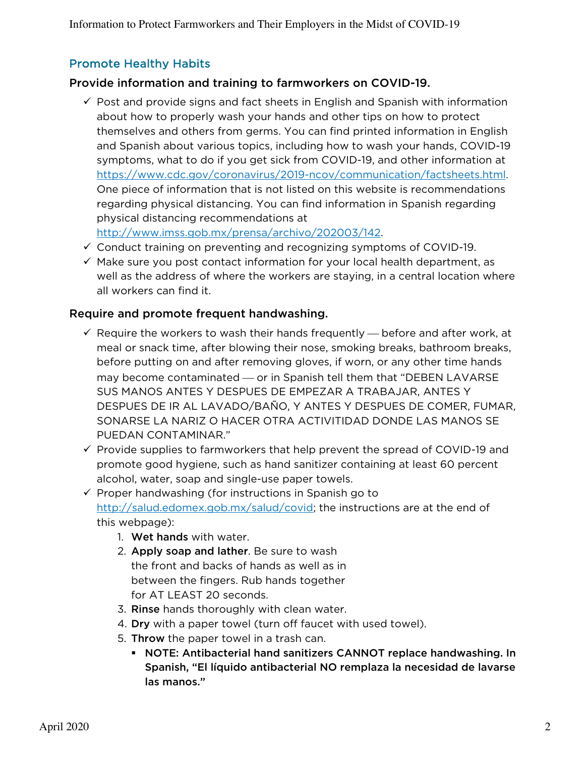## Promote Healthy Habits

### Provide information and training to farmworkers on COVID-19.

- ✓ Post and provide signs and fact sheets in English and Spanish with information about how to properly wash your hands and other tips on how to protect themselves and others from germs. You can find printed information in English and Spanish about various topics, including how to wash your hands, COVID-19 symptoms, what to do if you get sick from COVID-19, and other information at https://www.cdc.gov/coronavirus/2019-ncov/communication/factsheets.html. One piece of information that is not listed on this website is recommendations regarding physical distancing. You can find information in Spanish regarding physical distancing recommendations at http://www.imss.gob.mx/prensa/archivo/202003/142.
- ✓ Conduct training on preventing and recognizing symptoms of COVID-19.
- ✓ Make sure you post contact information for your local health department, as well as the address of where the workers are staying, in a central location where all workers can find it.

### Require and promote frequent handwashing.

- ✓ Require the workers to wash their hands frequently — before and after work, at meal or snack time, after blowing their nose, smoking breaks, bathroom breaks, before putting on and after removing gloves, if worn, or any other time hands may become contaminated — or in Spanish tell them that "DEBEN LAVARSE SUS MANOS ANTES Y DESPUES DE EMPEZAR A TRABAJAR, ANTES Y DESPUES DE IR AL LAVADO/BAÑO, Y ANTES Y DESPUES DE COMER, FUMAR, SONARSE LA NARIZ O HACER OTRA ACTIVITIDAD DONDE LAS MANOS SE PUEDAN CONTAMINAR."
- ✓ Provide supplies to farmworkers that help prevent the spread of COVID-19 and promote good hygiene, such as hand sanitizer containing at least 60 percent alcohol, water, soap and single-use paper towels.
- ✓ Proper handwashing (for instructions in Spanish go to http://salud.edomex.gob.mx/salud/covid; the instructions are at the end of this webpage):
  1. **Wet hands** with water.
  2. **Apply soap and lather**. Be sure to wash the front and backs of hands as well as in between the fingers. Rub hands together for AT LEAST 20 seconds.
  3. **Rinse** hands thoroughly with clean water.
  4. **Dry** with a paper towel (turn off faucet with used towel).
  5. **Throw** the paper towel in a trash can.
     - **NOTE: Antibacterial hand sanitizers CANNOT replace handwashing. In Spanish, "El líquido antibacterial NO remplaza la necesidad de lavarse las manos."**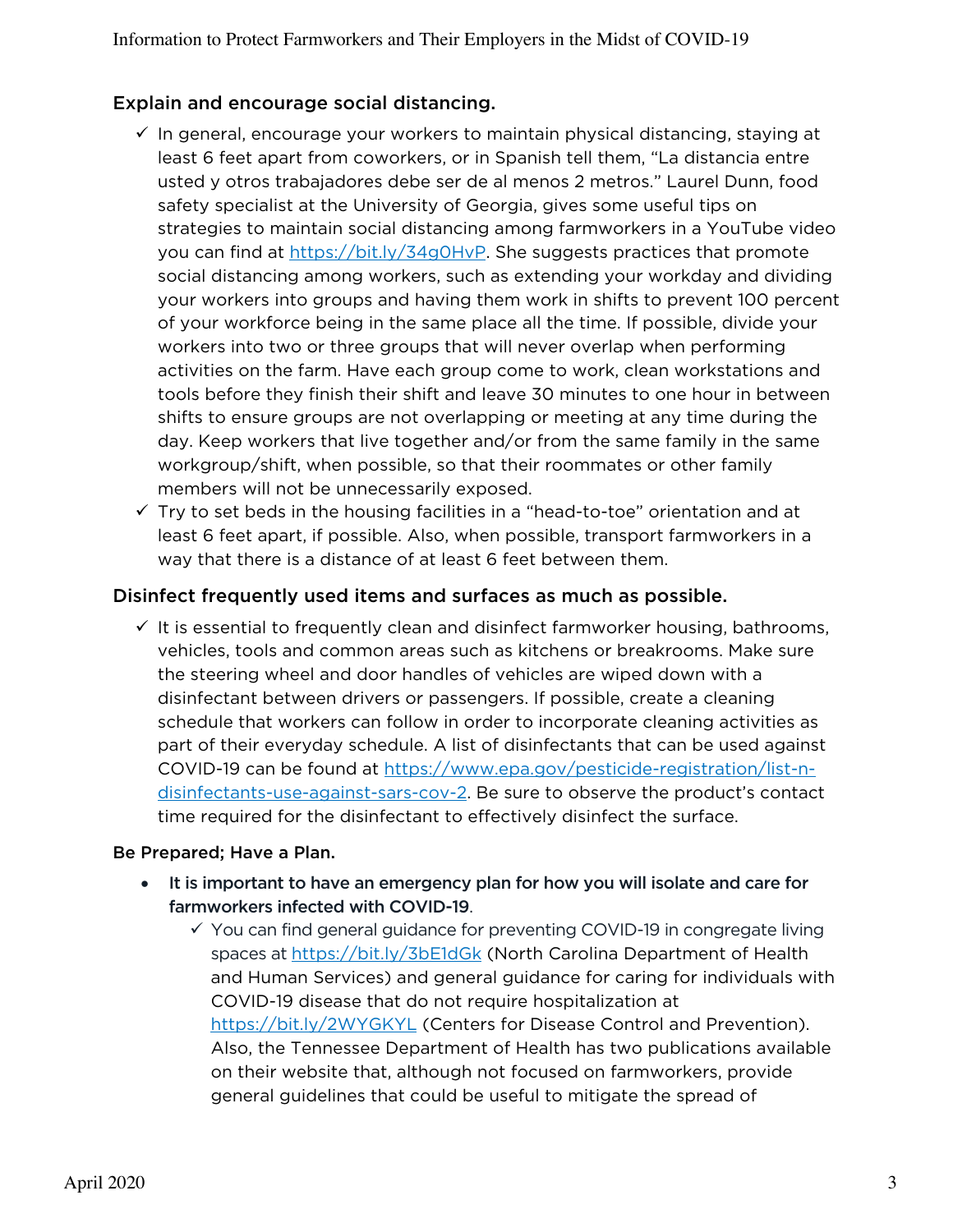## Explain and encourage social distancing.

- ✓ In general, encourage your workers to maintain physical distancing, staying at least 6 feet apart from coworkers, or in Spanish tell them, "La distancia entre usted y otros trabajadores debe ser de al menos 2 metros." Laurel Dunn, food safety specialist at the University of Georgia, gives some useful tips on strategies to maintain social distancing among farmworkers in a YouTube video you can find at https://bit.ly/34g0HvP. She suggests practices that promote social distancing among workers, such as extending your workday and dividing your workers into groups and having them work in shifts to prevent 100 percent of your workforce being in the same place all the time. If possible, divide your workers into two or three groups that will never overlap when performing activities on the farm. Have each group come to work, clean workstations and tools before they finish their shift and leave 30 minutes to one hour in between shifts to ensure groups are not overlapping or meeting at any time during the day. Keep workers that live together and/or from the same family in the same workgroup/shift, when possible, so that their roommates or other family members will not be unnecessarily exposed.
- ✓ Try to set beds in the housing facilities in a "head-to-toe" orientation and at least 6 feet apart, if possible. Also, when possible, transport farmworkers in a way that there is a distance of at least 6 feet between them.

## Disinfect frequently used items and surfaces as much as possible.

- ✓ It is essential to frequently clean and disinfect farmworker housing, bathrooms, vehicles, tools and common areas such as kitchens or breakrooms. Make sure the steering wheel and door handles of vehicles are wiped down with a disinfectant between drivers or passengers. If possible, create a cleaning schedule that workers can follow in order to incorporate cleaning activities as part of their everyday schedule. A list of disinfectants that can be used against COVID-19 can be found at https://www.epa.gov/pesticide-registration/list-n-disinfectants-use-against-sars-cov-2. Be sure to observe the product's contact time required for the disinfectant to effectively disinfect the surface.

### Be Prepared; Have a Plan.

- **It is important to have an emergency plan for how you will isolate and care for farmworkers infected with COVID-19**.
  - ✓ You can find general guidance for preventing COVID-19 in congregate living spaces at https://bit.ly/3bE1dGk (North Carolina Department of Health and Human Services) and general guidance for caring for individuals with COVID-19 disease that do not require hospitalization at https://bit.ly/2WYGKYL (Centers for Disease Control and Prevention). Also, the Tennessee Department of Health has two publications available on their website that, although not focused on farmworkers, provide general guidelines that could be useful to mitigate the spread of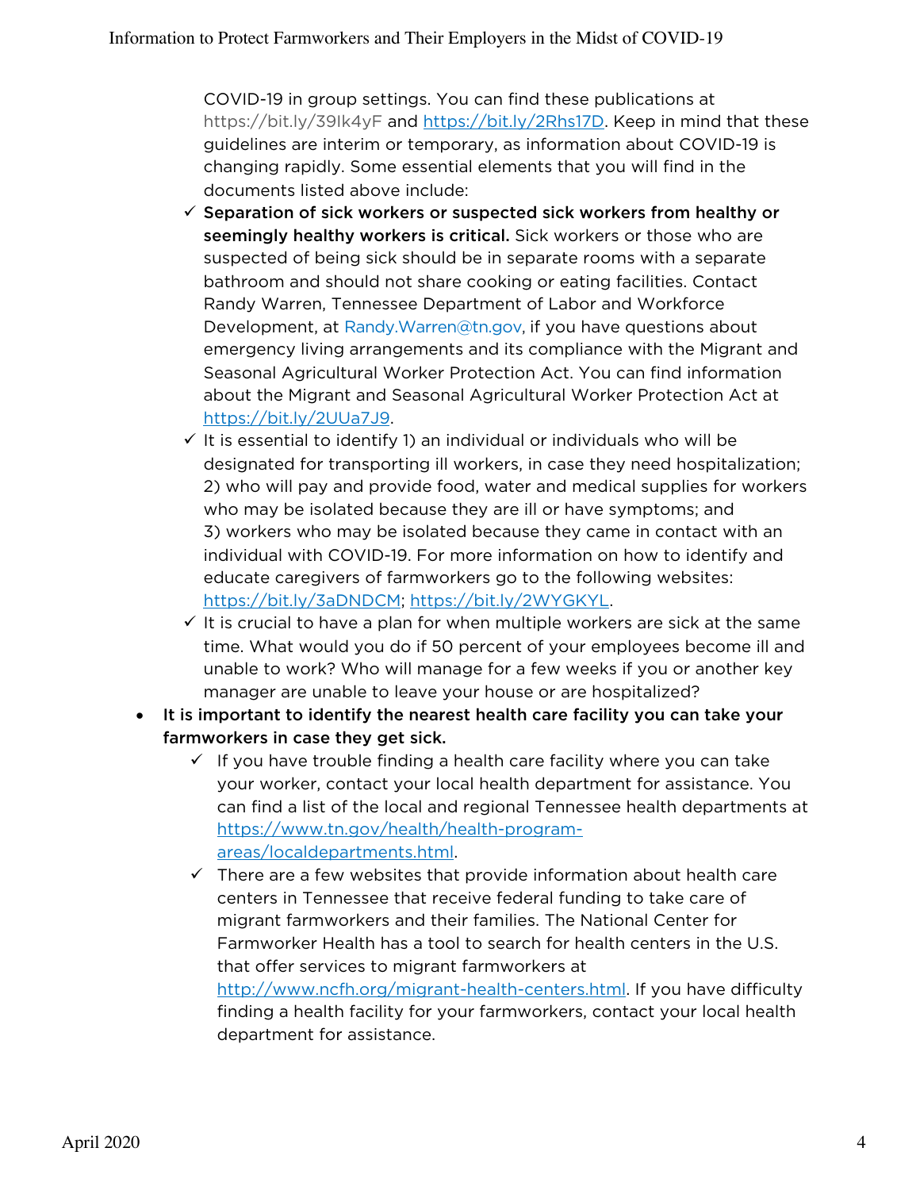COVID-19 in group settings. You can find these publications at https://bit.ly/39Ik4yF and https://bit.ly/2Rhs17D. Keep in mind that these guidelines are interim or temporary, as information about COVID-19 is changing rapidly. Some essential elements that you will find in the documents listed above include:

  - ✓ **Separation of sick workers or suspected sick workers from healthy or seemingly healthy workers is critical.** Sick workers or those who are suspected of being sick should be in separate rooms with a separate bathroom and should not share cooking or eating facilities. Contact Randy Warren, Tennessee Department of Labor and Workforce Development, at Randy.Warren@tn.gov, if you have questions about emergency living arrangements and its compliance with the Migrant and Seasonal Agricultural Worker Protection Act. You can find information about the Migrant and Seasonal Agricultural Worker Protection Act at https://bit.ly/2UUa7J9.
  - ✓ It is essential to identify 1) an individual or individuals who will be designated for transporting ill workers, in case they need hospitalization; 2) who will pay and provide food, water and medical supplies for workers who may be isolated because they are ill or have symptoms; and 3) workers who may be isolated because they came in contact with an individual with COVID-19. For more information on how to identify and educate caregivers of farmworkers go to the following websites: https://bit.ly/3aDNDCM; https://bit.ly/2WYGKYL.
  - ✓ It is crucial to have a plan for when multiple workers are sick at the same time. What would you do if 50 percent of your employees become ill and unable to work? Who will manage for a few weeks if you or another key manager are unable to leave your house or are hospitalized?

- **It is important to identify the nearest health care facility you can take your farmworkers in case they get sick.**
  - ✓ If you have trouble finding a health care facility where you can take your worker, contact your local health department for assistance. You can find a list of the local and regional Tennessee health departments at https://www.tn.gov/health/health-program-areas/localdepartments.html.
  - ✓ There are a few websites that provide information about health care centers in Tennessee that receive federal funding to take care of migrant farmworkers and their families. The National Center for Farmworker Health has a tool to search for health centers in the U.S. that offer services to migrant farmworkers at http://www.ncfh.org/migrant-health-centers.html. If you have difficulty finding a health facility for your farmworkers, contact your local health department for assistance.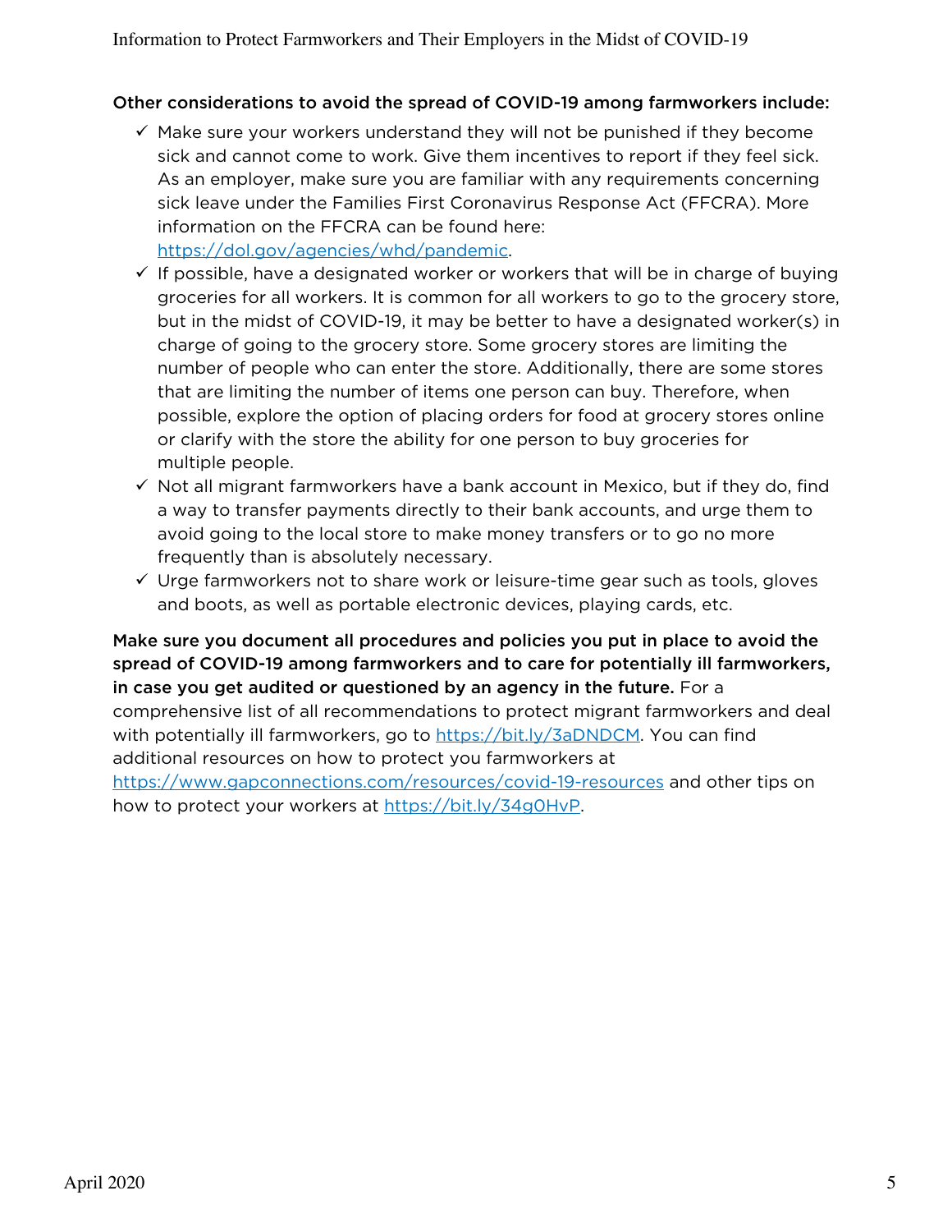**Other considerations to avoid the spread of COVID-19 among farmworkers include:**

- ✓ Make sure your workers understand they will not be punished if they become sick and cannot come to work. Give them incentives to report if they feel sick. As an employer, make sure you are familiar with any requirements concerning sick leave under the Families First Coronavirus Response Act (FFCRA). More information on the FFCRA can be found here: [https://dol.gov/agencies/whd/pandemic](https://dol.gov/agencies/whd/pandemic).
- ✓ If possible, have a designated worker or workers that will be in charge of buying groceries for all workers. It is common for all workers to go to the grocery store, but in the midst of COVID-19, it may be better to have a designated worker(s) in charge of going to the grocery store. Some grocery stores are limiting the number of people who can enter the store. Additionally, there are some stores that are limiting the number of items one person can buy. Therefore, when possible, explore the option of placing orders for food at grocery stores online or clarify with the store the ability for one person to buy groceries for multiple people.
- ✓ Not all migrant farmworkers have a bank account in Mexico, but if they do, find a way to transfer payments directly to their bank accounts, and urge them to avoid going to the local store to make money transfers or to go no more frequently than is absolutely necessary.
- ✓ Urge farmworkers not to share work or leisure-time gear such as tools, gloves and boots, as well as portable electronic devices, playing cards, etc.

**Make sure you document all procedures and policies you put in place to avoid the spread of COVID-19 among farmworkers and to care for potentially ill farmworkers, in case you get audited or questioned by an agency in the future.** For a comprehensive list of all recommendations to protect migrant farmworkers and deal with potentially ill farmworkers, go to [https://bit.ly/3aDNDCM](https://bit.ly/3aDNDCM). You can find additional resources on how to protect you farmworkers at [https://www.gapconnections.com/resources/covid-19-resources](https://www.gapconnections.com/resources/covid-19-resources) and other tips on how to protect your workers at [https://bit.ly/34g0HvP](https://bit.ly/34g0HvP).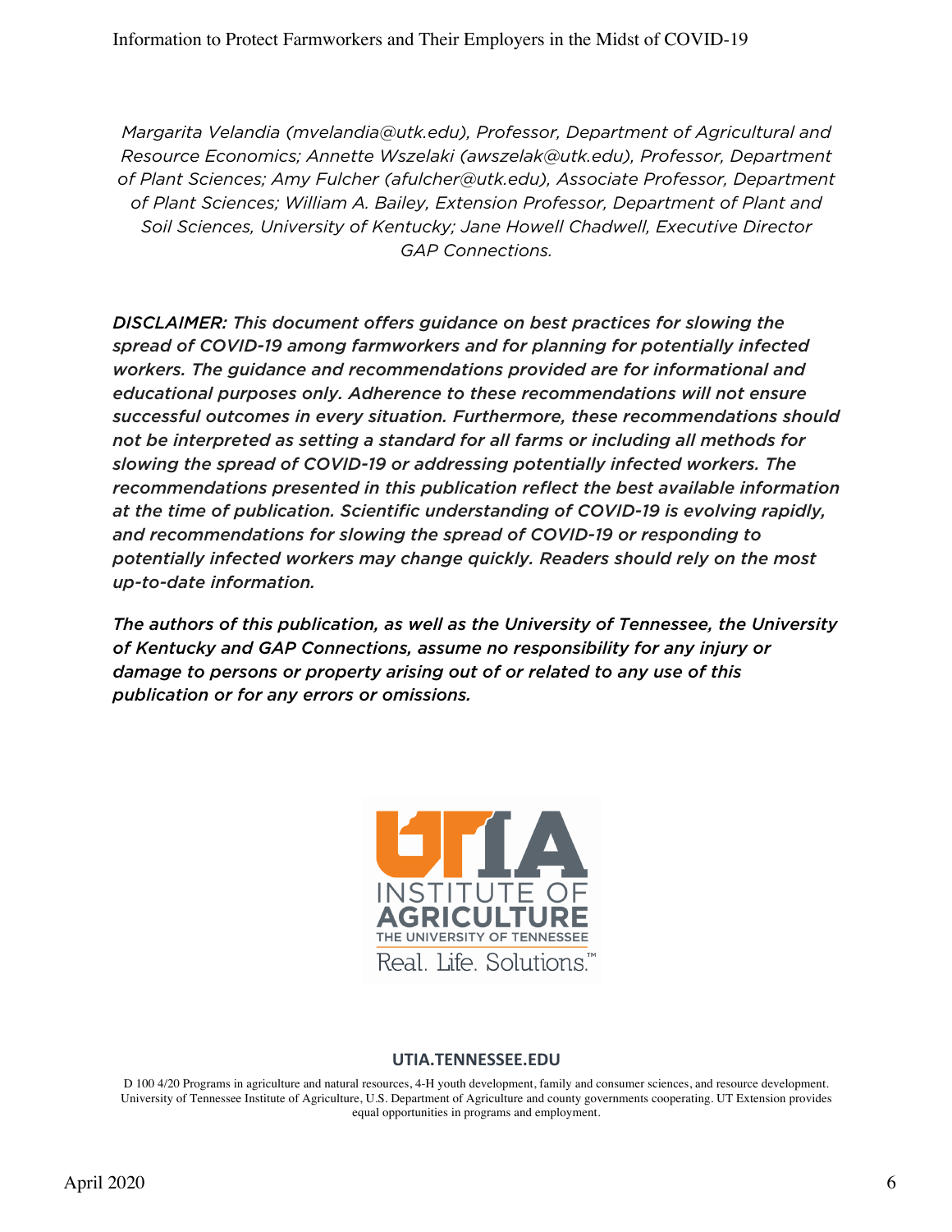*Margarita Velandia (mvelandia@utk.edu), Professor, Department of Agricultural and Resource Economics; Annette Wszelaki (awszelak@utk.edu), Professor, Department of Plant Sciences; Amy Fulcher (afulcher@utk.edu), Associate Professor, Department of Plant Sciences; William A. Bailey, Extension Professor, Department of Plant and Soil Sciences, University of Kentucky; Jane Howell Chadwell, Executive Director GAP Connections.*

***DISCLAIMER:** This document offers guidance on best practices for slowing the spread of COVID-19 among farmworkers and for planning for potentially infected workers. The guidance and recommendations provided are for informational and educational purposes only. Adherence to these recommendations will not ensure successful outcomes in every situation. Furthermore, these recommendations should not be interpreted as setting a standard for all farms or including all methods for slowing the spread of COVID-19 or addressing potentially infected workers. The recommendations presented in this publication reflect the best available information at the time of publication. Scientific understanding of COVID-19 is evolving rapidly, and recommendations for slowing the spread of COVID-19 or responding to potentially infected workers may change quickly. Readers should rely on the most up-to-date information.*

*The authors of this publication, as well as the University of Tennessee, the University of Kentucky and GAP Connections, assume no responsibility for any injury or damage to persons or property arising out of or related to any use of this publication or for any errors or omissions.*

UTIA INSTITUTE OF AGRICULTURE
THE UNIVERSITY OF TENNESSEE
Real. Life. Solutions.™

**UTIA.TENNESSEE.EDU**

D 100 4/20 Programs in agriculture and natural resources, 4-H youth development, family and consumer sciences, and resource development. University of Tennessee Institute of Agriculture, U.S. Department of Agriculture and county governments cooperating. UT Extension provides equal opportunities in programs and employment.